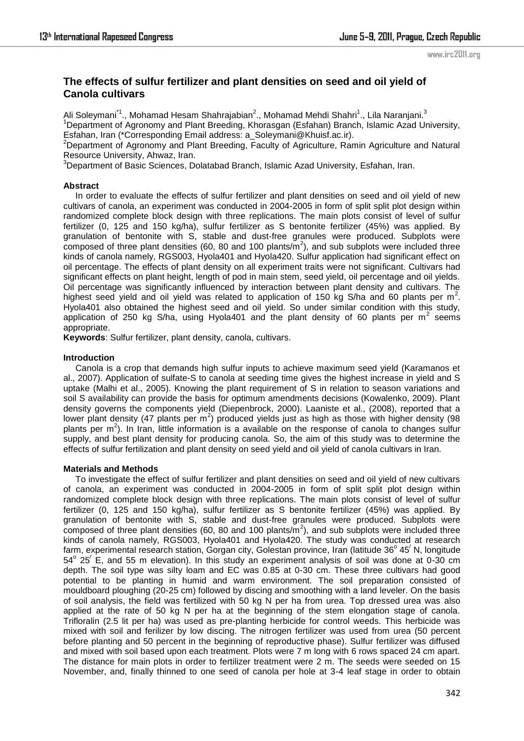# The effects of sulfur fertilizer and plant densities on seed and oil yield of Canola cultivars

Ali Soleymani[*1]., Mohamad Hesam Shahrajabian[2]., Mohamad Mehdi Shahri[1]., Lila Naranjani.[3]

[1]Department of Agronomy and Plant Breeding, Khorasgan (Esfahan) Branch, Islamic Azad University, Esfahan, Iran (*Corresponding Email address: a_Soleymani@Khuisf.ac.ir).

[2]Department of Agronomy and Plant Breeding, Faculty of Agriculture, Ramin Agriculture and Natural Resource University, Ahwaz, Iran.

[3]Department of Basic Sciences, Dolatabad Branch, Islamic Azad University, Esfahan, Iran.

### Abstract

In order to evaluate the effects of sulfur fertilizer and plant densities on seed and oil yield of new cultivars of canola, an experiment was conducted in 2004-2005 in form of split split plot design within randomized complete block design with three replications. The main plots consist of level of sulfur fertilizer (0, 125 and 150 kg/ha), sulfur fertilizer as S bentonite fertilizer (45%) was applied. By granulation of bentonite with S, stable and dust-free granules were produced. Subplots were composed of three plant densities (60, 80 and 100 plants/m$^2$), and sub subplots were included three kinds of canola namely, RGS003, Hyola401 and Hyola420. Sulfur application had significant effect on oil percentage. The effects of plant density on all experiment traits were not significant. Cultivars had significant effects on plant height, length of pod in main stem, seed yield, oil percentage and oil yields. Oil percentage was significantly influenced by interaction between plant density and cultivars. The highest seed yield and oil yield was related to application of 150 kg S/ha and 60 plants per m$^2$. Hyola401 also obtained the highest seed and oil yield. So under similar condition with this study, application of 250 kg S/ha, using Hyola401 and the plant density of 60 plants per m$^2$ seems appropriate.

**Keywords**: Sulfur fertilizer, plant density, canola, cultivars.

### Introduction

Canola is a crop that demands high sulfur inputs to achieve maximum seed yield (Karamanos et al., 2007). Application of sulfate-S to canola at seeding time gives the highest increase in yield and S uptake (Malhi et al., 2005). Knowing the plant requirement of S in relation to season variations and soil S availability can provide the basis for optimum amendments decisions (Kowalenko, 2009). Plant density governs the components yield (Diepenbrock, 2000). Laaniste et al., (2008), reported that a lower plant density (47 plants per m$^2$) produced yields just as high as those with higher density (98 plants per m$^2$). In Iran, little information is a available on the response of canola to changes sulfur supply, and best plant density for producing canola. So, the aim of this study was to determine the effects of sulfur fertilization and plant density on seed yield and oil yield of canola cultivars in Iran.

### Materials and Methods

To investigate the effect of sulfur fertilizer and plant densities on seed and oil yield of new cultivars of canola, an experiment was conducted in 2004-2005 in form of split split plot design within randomized complete block design with three replications. The main plots consist of level of sulfur fertilizer (0, 125 and 150 kg/ha), sulfur fertilizer as S bentonite fertilizer (45%) was applied. By granulation of bentonite with S, stable and dust-free granules were produced. Subplots were composed of three plant densities (60, 80 and 100 plants/m$^2$), and sub subplots were included three kinds of canola namely, RGS003, Hyola401 and Hyola420. The study was conducted at research farm, experimental research station, Gorgan city, Golestan province, Iran (latitude 36$^o$ 45$^/$ N, longitude 54$^o$ 25$^/$ E, and 55 m elevation). In this study an experiment analysis of soil was done at 0-30 cm depth. The soil type was silty loam and EC was 0.85 at 0-30 cm. These three cultivars had good potential to be planting in humid and warm environment. The soil preparation consisted of mouldboard ploughing (20-25 cm) followed by discing and smoothing with a land leveler. On the basis of soil analysis, the field was fertilized with 50 kg N per ha from urea. Top dressed urea was also applied at the rate of 50 kg N per ha at the beginning of the stem elongation stage of canola. Trifloralin (2.5 lit per ha) was used as pre-planting herbicide for control weeds. This herbicide was mixed with soil and ferilizer by low discing. The nitrogen fertilizer was used from urea (50 percent before planting and 50 percent in the beginning of reproductive phase). Sulfur fertilizer was diffused and mixed with soil based upon each treatment. Plots were 7 m long with 6 rows spaced 24 cm apart. The distance for main plots in order to fertilizer treatment were 2 m. The seeds were seeded on 15 November, and, finally thinned to one seed of canola per hole at 3-4 leaf stage in order to obtain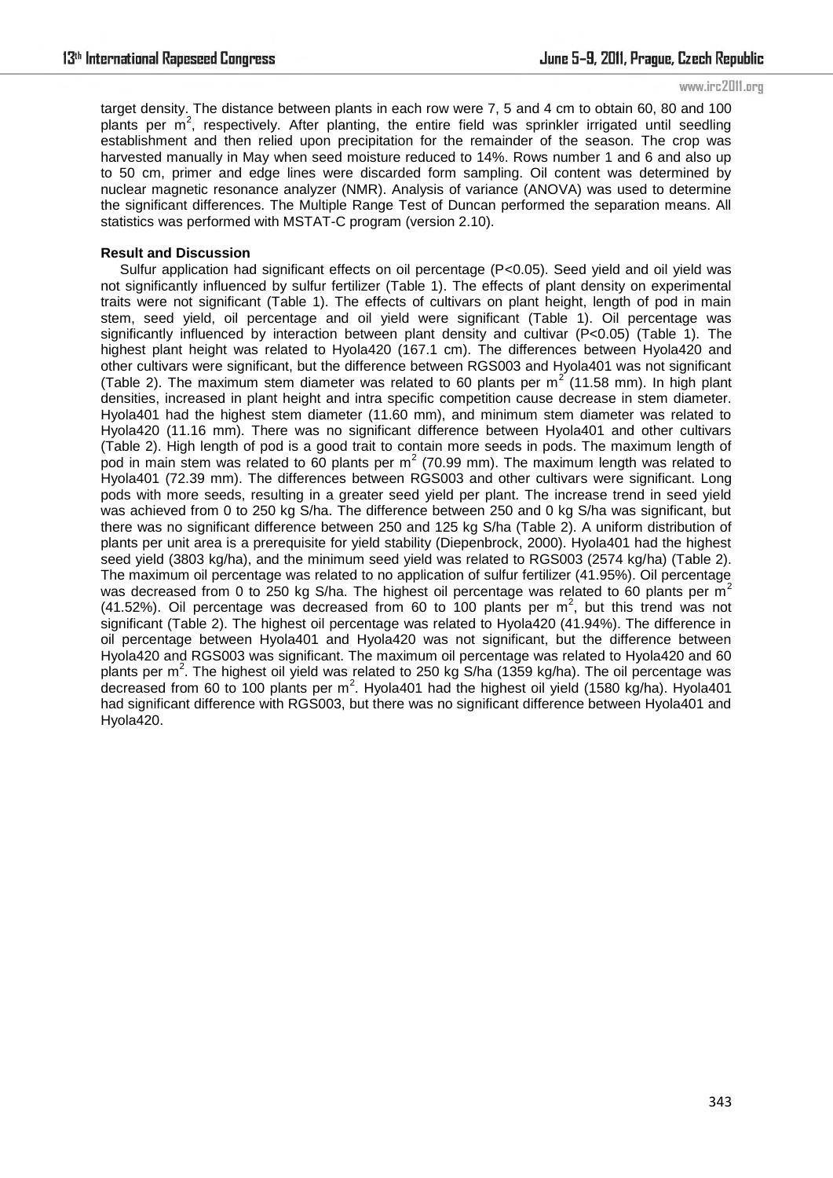target density. The distance between plants in each row were 7, 5 and 4 cm to obtain 60, 80 and 100 plants per $m^2$, respectively. After planting, the entire field was sprinkler irrigated until seedling establishment and then relied upon precipitation for the remainder of the season. The crop was harvested manually in May when seed moisture reduced to 14%. Rows number 1 and 6 and also up to 50 cm, primer and edge lines were discarded form sampling. Oil content was determined by nuclear magnetic resonance analyzer (NMR). Analysis of variance (ANOVA) was used to determine the significant differences. The Multiple Range Test of Duncan performed the separation means. All statistics was performed with MSTAT-C program (version 2.10).

**Result and Discussion**

Sulfur application had significant effects on oil percentage ($P<0.05$). Seed yield and oil yield was not significantly influenced by sulfur fertilizer (Table 1). The effects of plant density on experimental traits were not significant (Table 1). The effects of cultivars on plant height, length of pod in main stem, seed yield, oil percentage and oil yield were significant (Table 1). Oil percentage was significantly influenced by interaction between plant density and cultivar ($P<0.05$) (Table 1). The highest plant height was related to Hyola420 (167.1 cm). The differences between Hyola420 and other cultivars were significant, but the difference between RGS003 and Hyola401 was not significant (Table 2). The maximum stem diameter was related to 60 plants per $m^2$ (11.58 mm). In high plant densities, increased in plant height and intra specific competition cause decrease in stem diameter. Hyola401 had the highest stem diameter (11.60 mm), and minimum stem diameter was related to Hyola420 (11.16 mm). There was no significant difference between Hyola401 and other cultivars (Table 2). High length of pod is a good trait to contain more seeds in pods. The maximum length of pod in main stem was related to 60 plants per $m^2$ (70.99 mm). The maximum length was related to Hyola401 (72.39 mm). The differences between RGS003 and other cultivars were significant. Long pods with more seeds, resulting in a greater seed yield per plant. The increase trend in seed yield was achieved from 0 to 250 kg S/ha. The difference between 250 and 0 kg S/ha was significant, but there was no significant difference between 250 and 125 kg S/ha (Table 2). A uniform distribution of plants per unit area is a prerequisite for yield stability (Diepenbrock, 2000). Hyola401 had the highest seed yield (3803 kg/ha), and the minimum seed yield was related to RGS003 (2574 kg/ha) (Table 2). The maximum oil percentage was related to no application of sulfur fertilizer (41.95%). Oil percentage was decreased from 0 to 250 kg S/ha. The highest oil percentage was related to 60 plants per $m^2$ (41.52%). Oil percentage was decreased from 60 to 100 plants per $m^2$, but this trend was not significant (Table 2). The highest oil percentage was related to Hyola420 (41.94%). The difference in oil percentage between Hyola401 and Hyola420 was not significant, but the difference between Hyola420 and RGS003 was significant. The maximum oil percentage was related to Hyola420 and 60 plants per $m^2$. The highest oil yield was related to 250 kg S/ha (1359 kg/ha). The oil percentage was decreased from 60 to 100 plants per $m^2$. Hyola401 had the highest oil yield (1580 kg/ha). Hyola401 had significant difference with RGS003, but there was no significant difference between Hyola401 and Hyola420.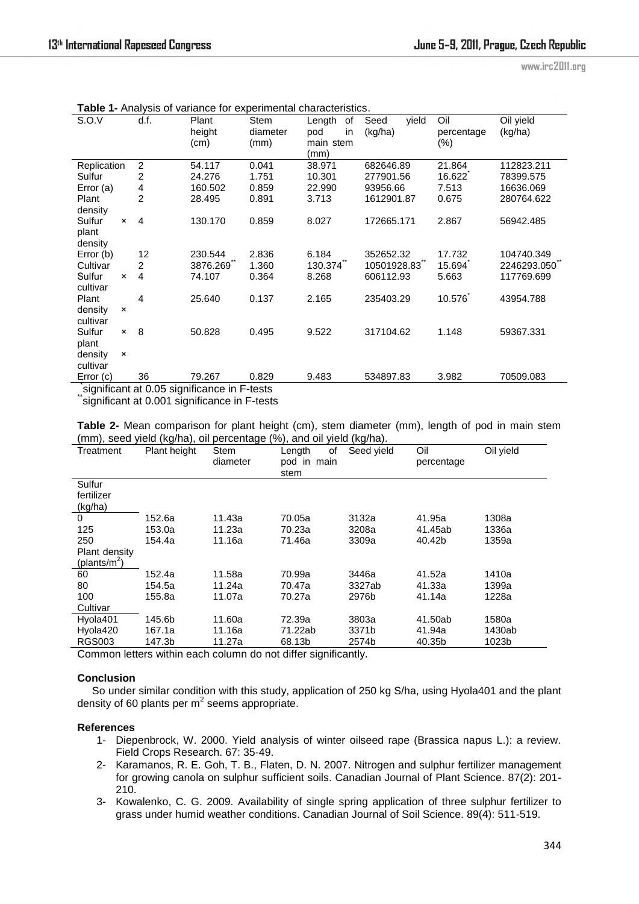**Table 1-** Analysis of variance for experimental characteristics.

| S.O.V | d.f. | Plant height (cm) | Stem diameter (mm) | Length of pod in main stem (mm) | Seed yield (kg/ha) | Oil percentage (%) | Oil yield (kg/ha) |
|---|---|---|---|---|---|---|---|
| Replication | 2 | 54.117 | 0.041 | 38.971 | 682646.89 | 21.864 | 112823.211 |
| Sulfur | 2 | 24.276 | 1.751 | 10.301 | 277901.56 | 16.622* | 78399.575 |
| Error (a) | 4 | 160.502 | 0.859 | 22.990 | 93956.66 | 7.513 | 16636.069 |
| Plant density | 2 | 28.495 | 0.891 | 3.713 | 1612901.87 | 0.675 | 280764.622 |
| Sulfur × plant density | 4 | 130.170 | 0.859 | 8.027 | 172665.171 | 2.867 | 56942.485 |
| Error (b) | 12 | 230.544 | 2.836 | 6.184 | 352652.32 | 17.732 | 104740.349 |
| Cultivar | 2 | 3876.269** | 1.360 | 130.374** | 10501928.83** | 15.694* | 2246293.050** |
| Sulfur × cultivar | 4 | 74.107 | 0.364 | 8.268 | 606112.93 | 5.663 | 117769.699 |
| Plant density × cultivar | 4 | 25.640 | 0.137 | 2.165 | 235403.29 | 10.576* | 43954.788 |
| Sulfur × plant density × cultivar | 8 | 50.828 | 0.495 | 9.522 | 317104.62 | 1.148 | 59367.331 |
| Error (c) | 36 | 79.267 | 0.829 | 9.483 | 534897.83 | 3.982 | 70509.083 |

*significant at 0.05 significance in F-tests

**significant at 0.001 significance in F-tests

**Table 2-** Mean comparison for plant height (cm), stem diameter (mm), length of pod in main stem (mm), seed yield (kg/ha), oil percentage (%), and oil yield (kg/ha).

| Treatment | Plant height | Stem diameter | Length of pod in main stem | Seed yield | Oil percentage | Oil yield |
|---|---|---|---|---|---|---|
| Sulfur fertilizer (kg/ha) | | | | | | |
| 0 | 152.6a | 11.43a | 70.05a | 3132a | 41.95a | 1308a |
| 125 | 153.0a | 11.23a | 70.23a | 3208a | 41.45ab | 1336a |
| 250 | 154.4a | 11.16a | 71.46a | 3309a | 40.42b | 1359a |
| Plant density (plants/m$^2$) | | | | | | |
| 60 | 152.4a | 11.58a | 70.99a | 3446a | 41.52a | 1410a |
| 80 | 154.5a | 11.24a | 70.47a | 3327ab | 41.33a | 1399a |
| 100 | 155.8a | 11.07a | 70.27a | 2976b | 41.14a | 1228a |
| Cultivar | | | | | | |
| Hyola401 | 145.6b | 11.60a | 72.39a | 3803a | 41.50ab | 1580a |
| Hyola420 | 167.1a | 11.16a | 71.22ab | 3371b | 41.94a | 1430ab |
| RGS003 | 147.3b | 11.27a | 68.13b | 2574b | 40.35b | 1023b |

Common letters within each column do not differ significantly.

## Conclusion

So under similar condition with this study, application of 250 kg S/ha, using Hyola401 and the plant density of 60 plants per m$^2$ seems appropriate.

## References

1- Diepenbrock, W. 2000. Yield analysis of winter oilseed rape (Brassica napus L.): a review. Field Crops Research. 67: 35-49.

2- Karamanos, R. E. Goh, T. B., Flaten, D. N. 2007. Nitrogen and sulphur fertilizer management for growing canola on sulphur sufficient soils. Canadian Journal of Plant Science. 87(2): 201-210.

3- Kowalenko, C. G. 2009. Availability of single spring application of three sulphur fertilizer to grass under humid weather conditions. Canadian Journal of Soil Science. 89(4): 511-519.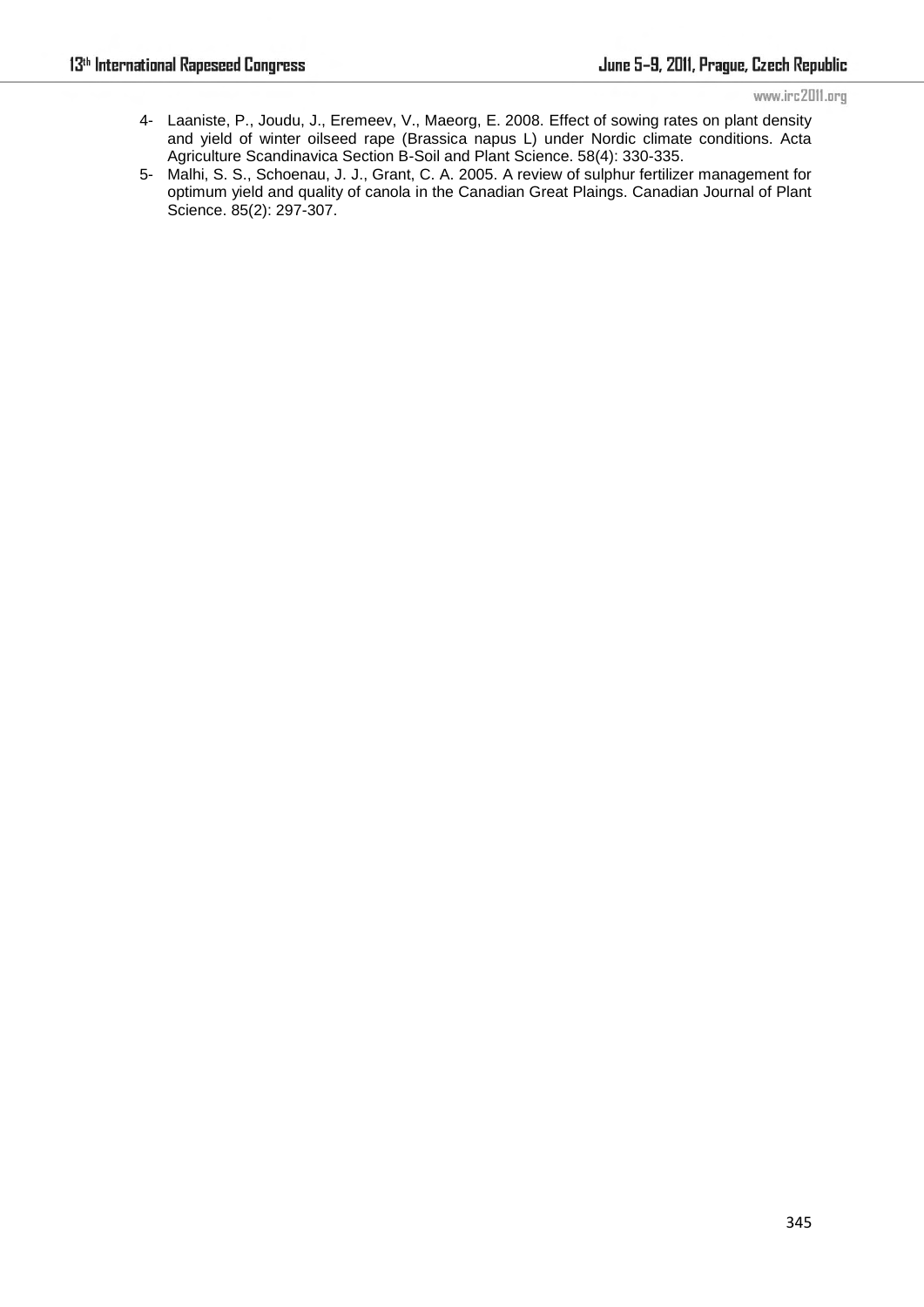4- Laaniste, P., Joudu, J., Eremeev, V., Maeorg, E. 2008. Effect of sowing rates on plant density and yield of winter oilseed rape (Brassica napus L) under Nordic climate conditions. Acta Agriculture Scandinavica Section B-Soil and Plant Science. 58(4): 330-335.

5- Malhi, S. S., Schoenau, J. J., Grant, C. A. 2005. A review of sulphur fertilizer management for optimum yield and quality of canola in the Canadian Great Plaings. Canadian Journal of Plant Science. 85(2): 297-307.